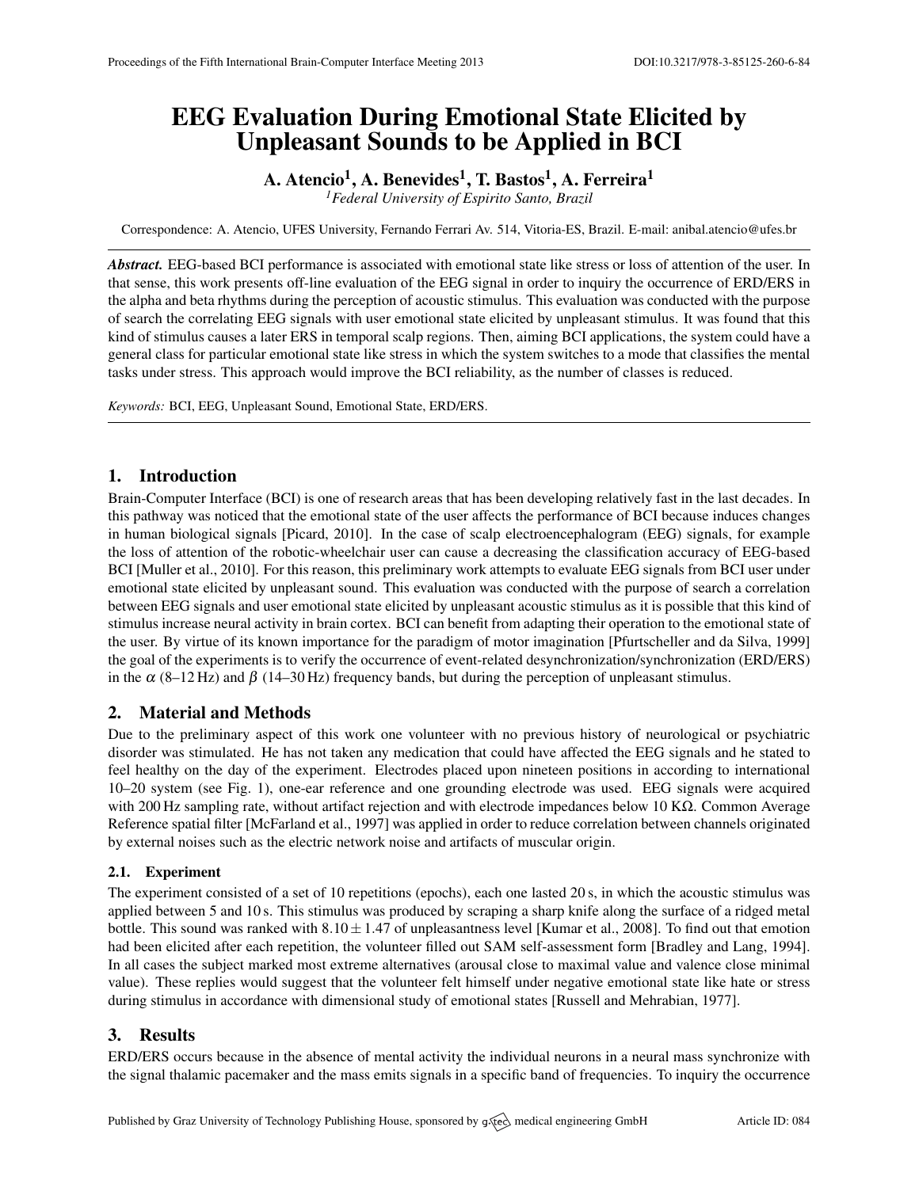# EEG Evaluation During Emotional State Elicited by Unpleasant Sounds to be Applied in BCI

**A. Atencio[1], A. Benevides[1], T. Bastos[1], A. Ferreira[1]**

[1] *Federal University of Espirito Santo, Brazil*

Correspondence: A. Atencio, UFES University, Fernando Ferrari Av. 514, Vitoria-ES, Brazil. E-mail: anibal.atencio@ufes.br

***Abstract.*** EEG-based BCI performance is associated with emotional state like stress or loss of attention of the user. In that sense, this work presents off-line evaluation of the EEG signal in order to inquiry the occurrence of ERD/ERS in the alpha and beta rhythms during the perception of acoustic stimulus. This evaluation was conducted with the purpose of search the correlating EEG signals with user emotional state elicited by unpleasant stimulus. It was found that this kind of stimulus causes a later ERS in temporal scalp regions. Then, aiming BCI applications, the system could have a general class for particular emotional state like stress in which the system switches to a mode that classifies the mental tasks under stress. This approach would improve the BCI reliability, as the number of classes is reduced.

*Keywords:* BCI, EEG, Unpleasant Sound, Emotional State, ERD/ERS.

## 1. Introduction

Brain-Computer Interface (BCI) is one of research areas that has been developing relatively fast in the last decades. In this pathway was noticed that the emotional state of the user affects the performance of BCI because induces changes in human biological signals [Picard, 2010]. In the case of scalp electroencephalogram (EEG) signals, for example the loss of attention of the robotic-wheelchair user can cause a decreasing the classification accuracy of EEG-based BCI [Muller et al., 2010]. For this reason, this preliminary work attempts to evaluate EEG signals from BCI user under emotional state elicited by unpleasant sound. This evaluation was conducted with the purpose of search a correlation between EEG signals and user emotional state elicited by unpleasant acoustic stimulus as it is possible that this kind of stimulus increase neural activity in brain cortex. BCI can benefit from adapting their operation to the emotional state of the user. By virtue of its known importance for the paradigm of motor imagination [Pfurtscheller and da Silva, 1999] the goal of the experiments is to verify the occurrence of event-related desynchronization/synchronization (ERD/ERS) in the $\alpha$ (8–12 Hz) and $\beta$ (14–30 Hz) frequency bands, but during the perception of unpleasant stimulus.

## 2. Material and Methods

Due to the preliminary aspect of this work one volunteer with no previous history of neurological or psychiatric disorder was stimulated. He has not taken any medication that could have affected the EEG signals and he stated to feel healthy on the day of the experiment. Electrodes placed upon nineteen positions in according to international 10–20 system (see Fig. 1), one-ear reference and one grounding electrode was used. EEG signals were acquired with 200 Hz sampling rate, without artifact rejection and with electrode impedances below 10 K$\Omega$. Common Average Reference spatial filter [McFarland et al., 1997] was applied in order to reduce correlation between channels originated by external noises such as the electric network noise and artifacts of muscular origin.

### 2.1. Experiment

The experiment consisted of a set of 10 repetitions (epochs), each one lasted 20 s, in which the acoustic stimulus was applied between 5 and 10 s. This stimulus was produced by scraping a sharp knife along the surface of a ridged metal bottle. This sound was ranked with $8.10 \pm 1.47$ of unpleasantness level [Kumar et al., 2008]. To find out that emotion had been elicited after each repetition, the volunteer filled out SAM self-assessment form [Bradley and Lang, 1994]. In all cases the subject marked most extreme alternatives (arousal close to maximal value and valence close minimal value). These replies would suggest that the volunteer felt himself under negative emotional state like hate or stress during stimulus in accordance with dimensional study of emotional states [Russell and Mehrabian, 1977].

## 3. Results

ERD/ERS occurs because in the absence of mental activity the individual neurons in a neural mass synchronize with the signal thalamic pacemaker and the mass emits signals in a specific band of frequencies. To inquiry the occurrence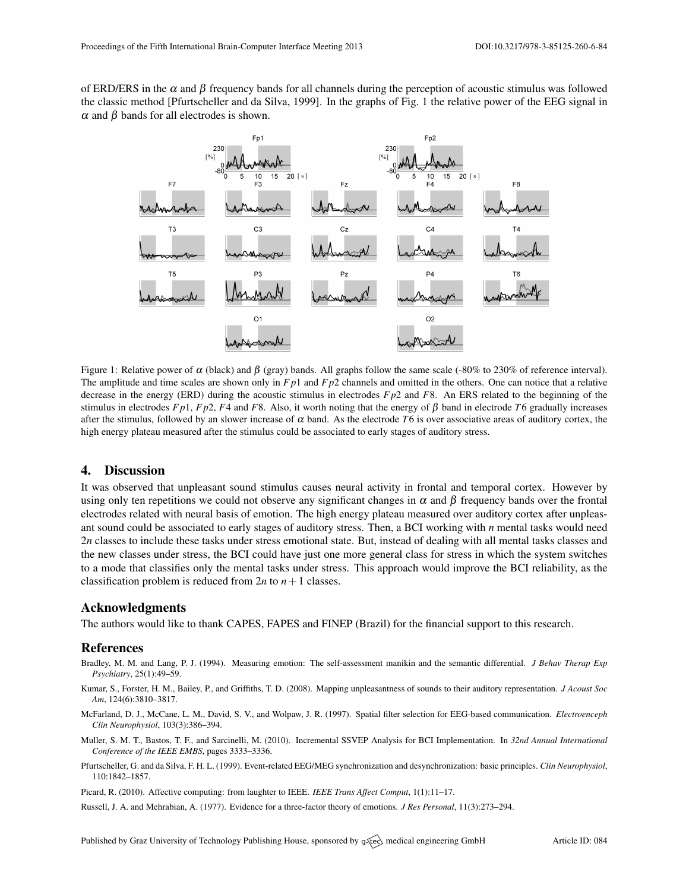of ERD/ERS in the $\alpha$ and $\beta$ frequency bands for all channels during the perception of acoustic stimulus was followed the classic method [Pfurtscheller and da Silva, 1999]. In the graphs of Fig. 1 the relative power of the EEG signal in $\alpha$ and $\beta$ bands for all electrodes is shown.

Fp1

230
[%]
0
-80
0 5 10 15 20 [ s ]

Fp2

230
[%]
0
-80
0 5 10 15 20 [ s ]

F7 F3 Fz F4 F8

T3 C3 Cz C4 T4

T5 P3 Pz P4 T6

O1 O2

Figure 1: Relative power of $\alpha$ (black) and $\beta$ (gray) bands. All graphs follow the same scale (-80% to 230% of reference interval). The amplitude and time scales are shown only in $Fp1$ and $Fp2$ channels and omitted in the others. One can notice that a relative decrease in the energy (ERD) during the acoustic stimulus in electrodes $Fp2$ and $F8$. An ERS related to the beginning of the stimulus in electrodes $Fp1$, $Fp2$, $F4$ and $F8$. Also, it worth noting that the energy of $\beta$ band in electrode $T6$ gradually increases after the stimulus, followed by an slower increase of $\alpha$ band. As the electrode $T6$ is over associative areas of auditory cortex, the high energy plateau measured after the stimulus could be associated to early stages of auditory stress.

## 4. Discussion

It was observed that unpleasant sound stimulus causes neural activity in frontal and temporal cortex. However by using only ten repetitions we could not observe any significant changes in $\alpha$ and $\beta$ frequency bands over the frontal electrodes related with neural basis of emotion. The high energy plateau measured over auditory cortex after unpleasant sound could be associated to early stages of auditory stress. Then, a BCI working with $n$ mental tasks would need $2n$ classes to include these tasks under stress emotional state. But, instead of dealing with all mental tasks classes and the new classes under stress, the BCI could have just one more general class for stress in which the system switches to a mode that classifies only the mental tasks under stress. This approach would improve the BCI reliability, as the classification problem is reduced from $2n$ to $n+1$ classes.

## Acknowledgments

The authors would like to thank CAPES, FAPES and FINEP (Brazil) for the financial support to this research.

## References

Bradley, M. M. and Lang, P. J. (1994). Measuring emotion: The self-assessment manikin and the semantic differential. *J Behav Therap Exp Psychiatry*, 25(1):49–59.

Kumar, S., Forster, H. M., Bailey, P., and Griffiths, T. D. (2008). Mapping unpleasantness of sounds to their auditory representation. *J Acoust Soc Am*, 124(6):3810–3817.

McFarland, D. J., McCane, L. M., David, S. V., and Wolpaw, J. R. (1997). Spatial filter selection for EEG-based communication. *Electroenceph Clin Neurophysiol*, 103(3):386–394.

Muller, S. M. T., Bastos, T. F., and Sarcinelli, M. (2010). Incremental SSVEP Analysis for BCI Implementation. In *32nd Annual International Conference of the IEEE EMBS*, pages 3333–3336.

Pfurtscheller, G. and da Silva, F. H. L. (1999). Event-related EEG/MEG synchronization and desynchronization: basic principles. *Clin Neurophysiol*, 110:1842–1857.

Picard, R. (2010). Affective computing: from laughter to IEEE. *IEEE Trans Affect Comput*, 1(1):11–17.

Russell, J. A. and Mehrabian, A. (1977). Evidence for a three-factor theory of emotions. *J Res Personal*, 11(3):273–294.